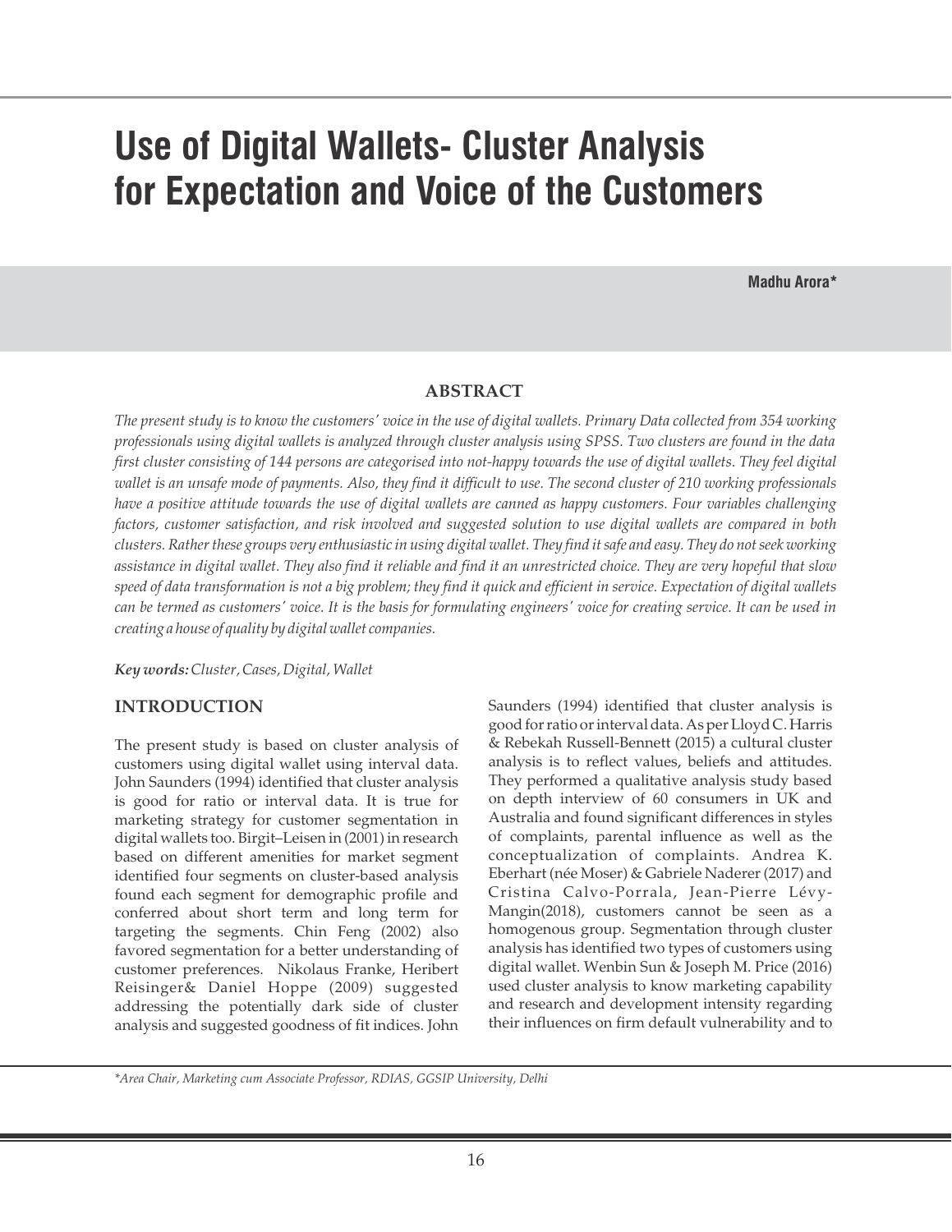# Use of Digital Wallets- Cluster Analysis for Expectation and Voice of the Customers

**Madhu Arora***

## ABSTRACT

*The present study is to know the customers' voice in the use of digital wallets. Primary Data collected from 354 working professionals using digital wallets is analyzed through cluster analysis using SPSS. Two clusters are found in the data first cluster consisting of 144 persons are categorised into not-happy towards the use of digital wallets. They feel digital wallet is an unsafe mode of payments. Also, they find it difficult to use. The second cluster of 210 working professionals have a positive attitude towards the use of digital wallets are canned as happy customers. Four variables challenging factors, customer satisfaction, and risk involved and suggested solution to use digital wallets are compared in both clusters. Rather these groups very enthusiastic in using digital wallet. They find it safe and easy. They do not seek working assistance in digital wallet. They also find it reliable and find it an unrestricted choice. They are very hopeful that slow speed of data transformation is not a big problem; they find it quick and efficient in service. Expectation of digital wallets can be termed as customers' voice. It is the basis for formulating engineers' voice for creating service. It can be used in creating a house of quality by digital wallet companies.*

***Key words:*** *Cluster, Cases, Digital, Wallet*

## INTRODUCTION

The present study is based on cluster analysis of customers using digital wallet using interval data. John Saunders (1994) identified that cluster analysis is good for ratio or interval data. It is true for marketing strategy for customer segmentation in digital wallets too. Birgit–Leisen in (2001) in research based on different amenities for market segment identified four segments on cluster-based analysis found each segment for demographic profile and conferred about short term and long term for targeting the segments. Chin Feng (2002) also favored segmentation for a better understanding of customer preferences. Nikolaus Franke, Heribert Reisinger& Daniel Hoppe (2009) suggested addressing the potentially dark side of cluster analysis and suggested goodness of fit indices. John Saunders (1994) identified that cluster analysis is good for ratio or interval data. As per Lloyd C. Harris & Rebekah Russell-Bennett (2015) a cultural cluster analysis is to reflect values, beliefs and attitudes. They performed a qualitative analysis study based on depth interview of 60 consumers in UK and Australia and found significant differences in styles of complaints, parental influence as well as the conceptualization of complaints. Andrea K. Eberhart (née Moser) & Gabriele Naderer (2017) and Cristina Calvo-Porrala, Jean-Pierre Lévy-Mangin(2018), customers cannot be seen as a homogenous group. Segmentation through cluster analysis has identified two types of customers using digital wallet. Wenbin Sun & Joseph M. Price (2016) used cluster analysis to know marketing capability and research and development intensity regarding their influences on firm default vulnerability and to

*\*Area Chair, Marketing cum Associate Professor, RDIAS, GGSIP University, Delhi*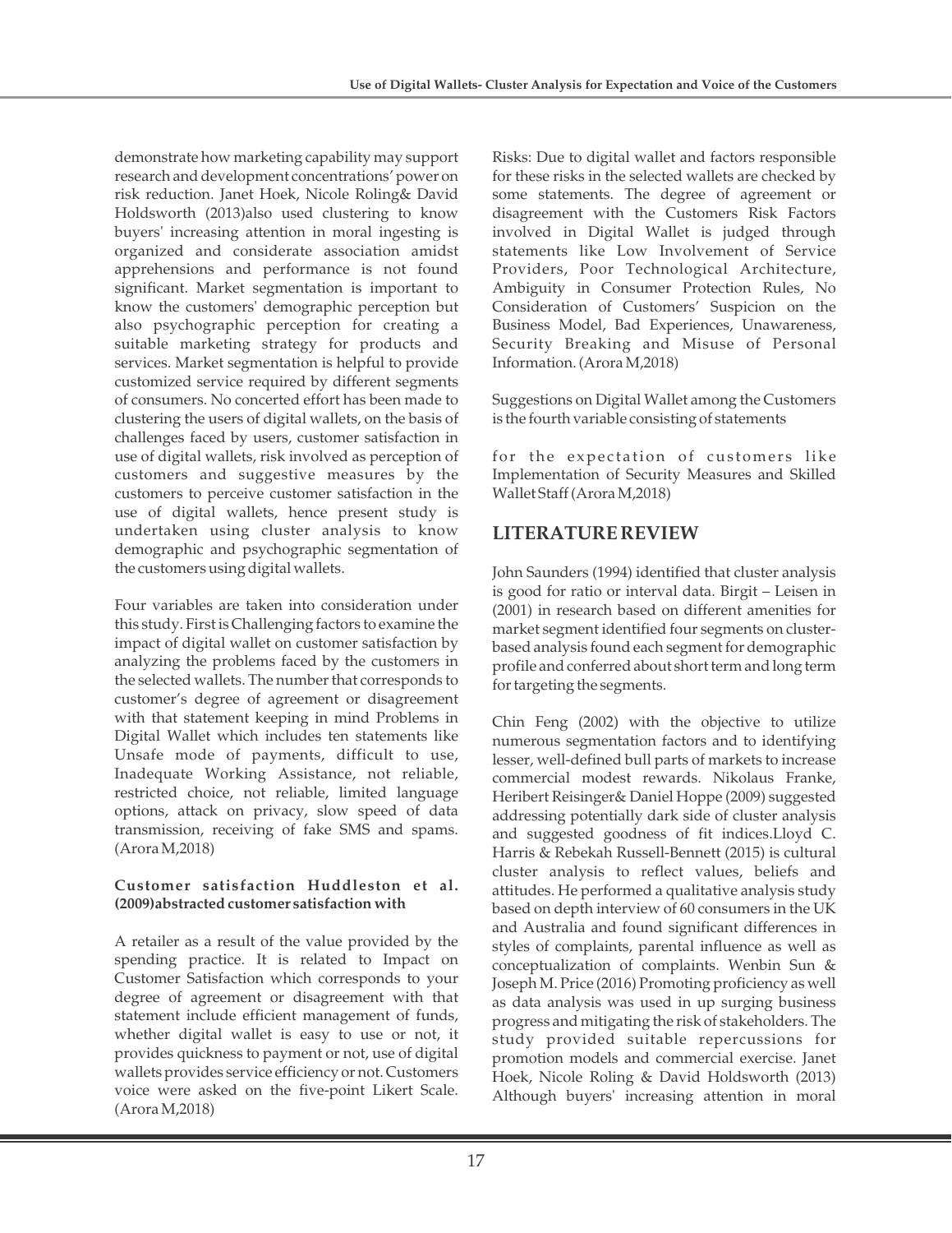demonstrate how marketing capability may support research and development concentrations' power on risk reduction. Janet Hoek, Nicole Roling& David Holdsworth (2013)also used clustering to know buyers' increasing attention in moral ingesting is organized and considerate association amidst apprehensions and performance is not found significant. Market segmentation is important to know the customers' demographic perception but also psychographic perception for creating a suitable marketing strategy for products and services. Market segmentation is helpful to provide customized service required by different segments of consumers. No concerted effort has been made to clustering the users of digital wallets, on the basis of challenges faced by users, customer satisfaction in use of digital wallets, risk involved as perception of customers and suggestive measures by the customers to perceive customer satisfaction in the use of digital wallets, hence present study is undertaken using cluster analysis to know demographic and psychographic segmentation of the customers using digital wallets.

Four variables are taken into consideration under this study. First is Challenging factors to examine the impact of digital wallet on customer satisfaction by analyzing the problems faced by the customers in the selected wallets. The number that corresponds to customer's degree of agreement or disagreement with that statement keeping in mind Problems in Digital Wallet which includes ten statements like Unsafe mode of payments, difficult to use, Inadequate Working Assistance, not reliable, restricted choice, not reliable, limited language options, attack on privacy, slow speed of data transmission, receiving of fake SMS and spams. (Arora M,2018)

**Customer satisfaction Huddleston et al. (2009)abstracted customer satisfaction with**

A retailer as a result of the value provided by the spending practice. It is related to Impact on Customer Satisfaction which corresponds to your degree of agreement or disagreement with that statement include efficient management of funds, whether digital wallet is easy to use or not, it provides quickness to payment or not, use of digital wallets provides service efficiency or not. Customers voice were asked on the five-point Likert Scale. (Arora M,2018)

Risks: Due to digital wallet and factors responsible for these risks in the selected wallets are checked by some statements. The degree of agreement or disagreement with the Customers Risk Factors involved in Digital Wallet is judged through statements like Low Involvement of Service Providers, Poor Technological Architecture, Ambiguity in Consumer Protection Rules, No Consideration of Customers' Suspicion on the Business Model, Bad Experiences, Unawareness, Security Breaking and Misuse of Personal Information. (Arora M,2018)

Suggestions on Digital Wallet among the Customers is the fourth variable consisting of statements

for the expectation of customers like Implementation of Security Measures and Skilled Wallet Staff (Arora M,2018)

## LITERATURE REVIEW

John Saunders (1994) identified that cluster analysis is good for ratio or interval data. Birgit – Leisen in (2001) in research based on different amenities for market segment identified four segments on cluster-based analysis found each segment for demographic profile and conferred about short term and long term for targeting the segments.

Chin Feng (2002) with the objective to utilize numerous segmentation factors and to identifying lesser, well-defined bull parts of markets to increase commercial modest rewards. Nikolaus Franke, Heribert Reisinger& Daniel Hoppe (2009) suggested addressing potentially dark side of cluster analysis and suggested goodness of fit indices.Lloyd C. Harris & Rebekah Russell-Bennett (2015) is cultural cluster analysis to reflect values, beliefs and attitudes. He performed a qualitative analysis study based on depth interview of 60 consumers in the UK and Australia and found significant differences in styles of complaints, parental influence as well as conceptualization of complaints. Wenbin Sun & Joseph M. Price (2016) Promoting proficiency as well as data analysis was used in up surging business progress and mitigating the risk of stakeholders. The study provided suitable repercussions for promotion models and commercial exercise. Janet Hoek, Nicole Roling & David Holdsworth (2013) Although buyers' increasing attention in moral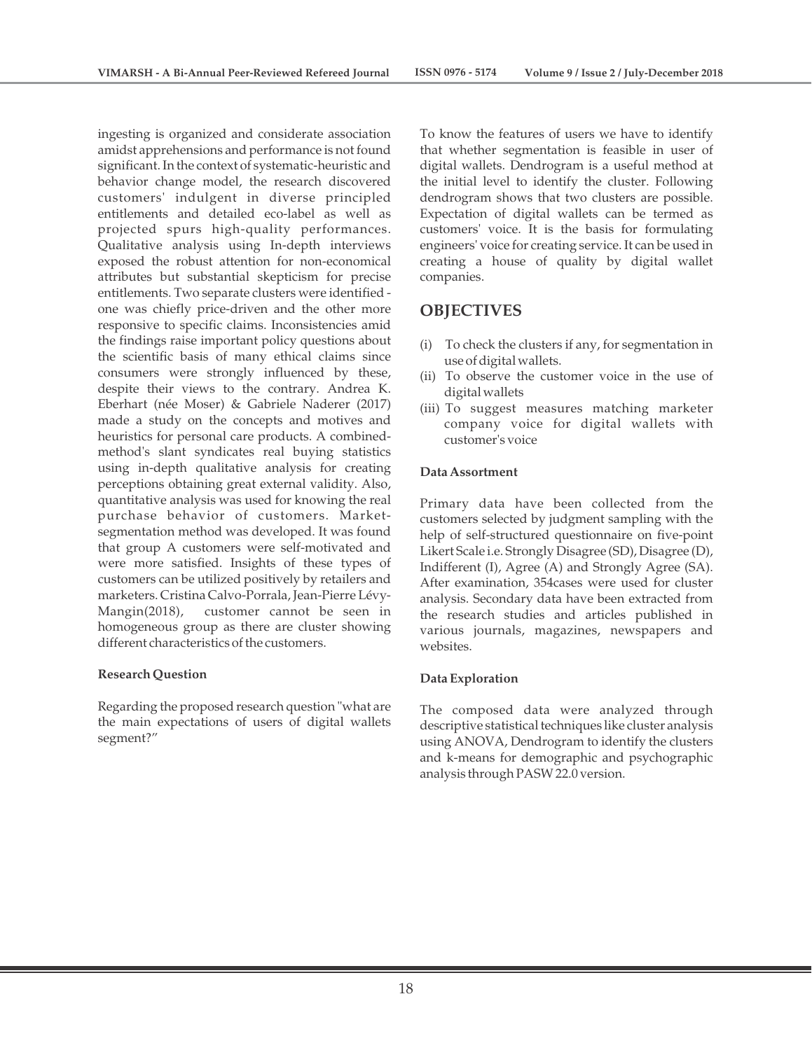ingesting is organized and considerate association amidst apprehensions and performance is not found significant. In the context of systematic-heuristic and behavior change model, the research discovered customers' indulgent in diverse principled entitlements and detailed eco-label as well as projected spurs high-quality performances. Qualitative analysis using In-depth interviews exposed the robust attention for non-economical attributes but substantial skepticism for precise entitlements. Two separate clusters were identified - one was chiefly price-driven and the other more responsive to specific claims. Inconsistencies amid the findings raise important policy questions about the scientific basis of many ethical claims since consumers were strongly influenced by these, despite their views to the contrary. Andrea K. Eberhart (née Moser) & Gabriele Naderer (2017) made a study on the concepts and motives and heuristics for personal care products. A combined-method's slant syndicates real buying statistics using in-depth qualitative analysis for creating perceptions obtaining great external validity. Also, quantitative analysis was used for knowing the real purchase behavior of customers. Market-segmentation method was developed. It was found that group A customers were self-motivated and were more satisfied. Insights of these types of customers can be utilized positively by retailers and marketers. Cristina Calvo-Porrala, Jean-Pierre Lévy-Mangin(2018), customer cannot be seen in homogeneous group as there are cluster showing different characteristics of the customers.

#### Research Question

Regarding the proposed research question "what are the main expectations of users of digital wallets segment?"

To know the features of users we have to identify that whether segmentation is feasible in user of digital wallets. Dendrogram is a useful method at the initial level to identify the cluster. Following dendrogram shows that two clusters are possible. Expectation of digital wallets can be termed as customers' voice. It is the basis for formulating engineers' voice for creating service. It can be used in creating a house of quality by digital wallet companies.

## OBJECTIVES

(i) To check the clusters if any, for segmentation in use of digital wallets.
(ii) To observe the customer voice in the use of digital wallets
(iii) To suggest measures matching marketer company voice for digital wallets with customer's voice

#### Data Assortment

Primary data have been collected from the customers selected by judgment sampling with the help of self-structured questionnaire on five-point Likert Scale i.e. Strongly Disagree (SD), Disagree (D), Indifferent (I), Agree (A) and Strongly Agree (SA). After examination, 354cases were used for cluster analysis. Secondary data have been extracted from the research studies and articles published in various journals, magazines, newspapers and websites.

#### Data Exploration

The composed data were analyzed through descriptive statistical techniques like cluster analysis using ANOVA, Dendrogram to identify the clusters and k-means for demographic and psychographic analysis through PASW 22.0 version.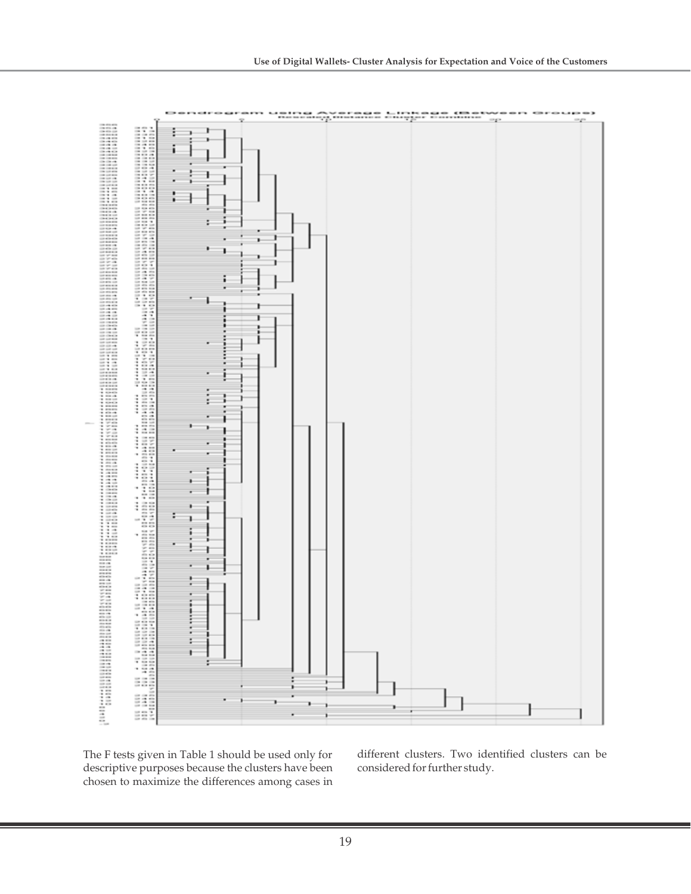Dendrogram using Average Linkage (Between Groups)

Rescaled Distance Cluster Combine

The F tests given in Table 1 should be used only for descriptive purposes because the clusters have been chosen to maximize the differences among cases in different clusters. Two identified clusters can be considered for further study.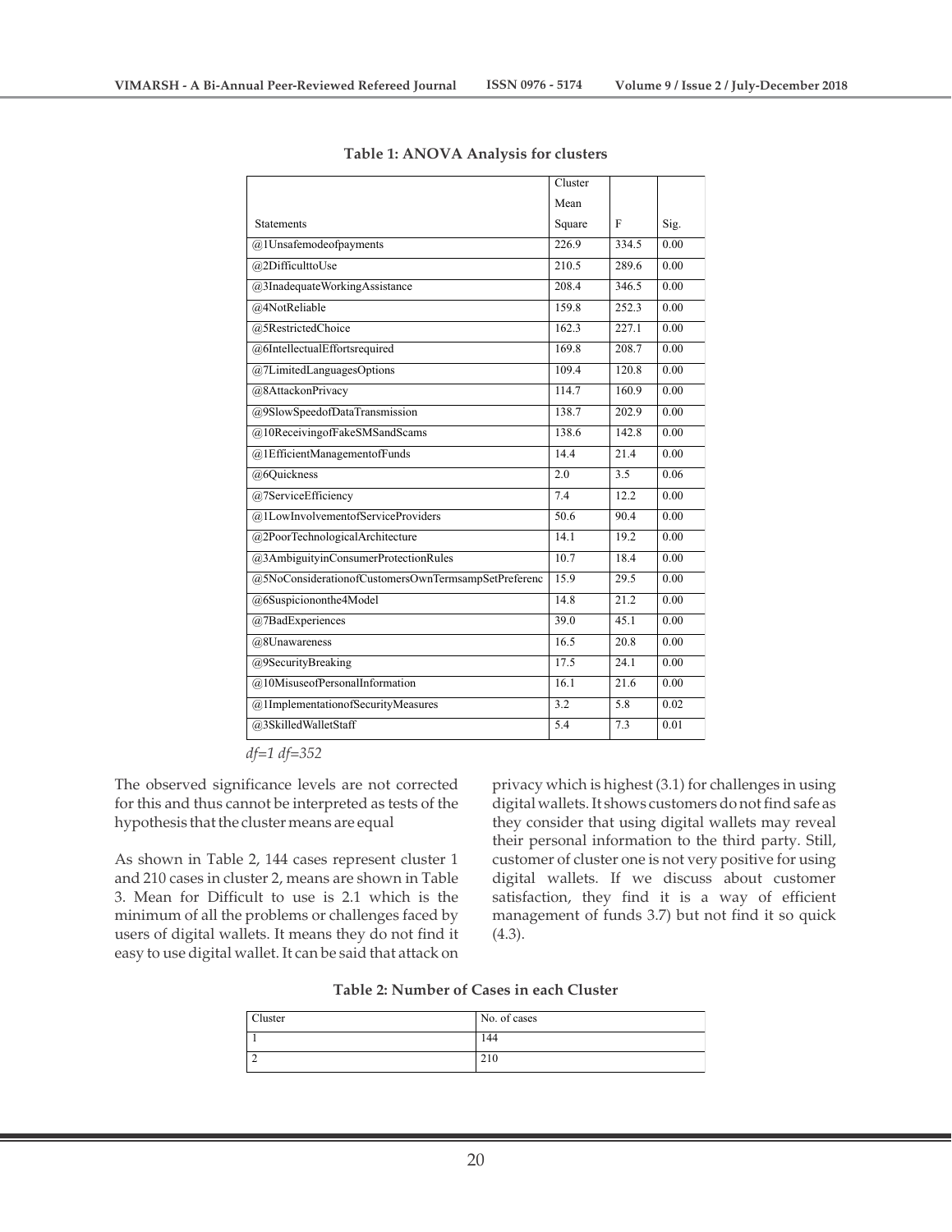**Table 1: ANOVA Analysis for clusters**

| Statements | Cluster Mean Square | F | Sig. |
|---|---|---|---|
| @1Unsafemodeofpayments | 226.9 | 334.5 | 0.00 |
| @2DifficulttoUse | 210.5 | 289.6 | 0.00 |
| @3InadequateWorkingAssistance | 208.4 | 346.5 | 0.00 |
| @4NotReliable | 159.8 | 252.3 | 0.00 |
| @5RestrictedChoice | 162.3 | 227.1 | 0.00 |
| @6IntellectualEffortsrequired | 169.8 | 208.7 | 0.00 |
| @7LimitedLanguagesOptions | 109.4 | 120.8 | 0.00 |
| @8AttackonPrivacy | 114.7 | 160.9 | 0.00 |
| @9SlowSpeedofDataTransmission | 138.7 | 202.9 | 0.00 |
| @10ReceivingofFakeSMSandScams | 138.6 | 142.8 | 0.00 |
| @1EfficientManagementofFunds | 14.4 | 21.4 | 0.00 |
| @6Quickness | 2.0 | 3.5 | 0.06 |
| @7ServiceEfficiency | 7.4 | 12.2 | 0.00 |
| @1LowInvolvementofServiceProviders | 50.6 | 90.4 | 0.00 |
| @2PoorTechnologicalArchitecture | 14.1 | 19.2 | 0.00 |
| @3AmbiguityinConsumerProtectionRules | 10.7 | 18.4 | 0.00 |
| @5NoConsiderationofCustomersOwnTermsampSetPreferenc | 15.9 | 29.5 | 0.00 |
| @6Suspiciononthe4Model | 14.8 | 21.2 | 0.00 |
| @7BadExperiences | 39.0 | 45.1 | 0.00 |
| @8Unawareness | 16.5 | 20.8 | 0.00 |
| @9SecurityBreaking | 17.5 | 24.1 | 0.00 |
| @10MisuseofPersonalInformation | 16.1 | 21.6 | 0.00 |
| @1ImplementationofSecurityMeasures | 3.2 | 5.8 | 0.02 |
| @3SkilledWalletStaff | 5.4 | 7.3 | 0.01 |

*df=1 df=352*

The observed significance levels are not corrected for this and thus cannot be interpreted as tests of the hypothesis that the cluster means are equal

As shown in Table 2, 144 cases represent cluster 1 and 210 cases in cluster 2, means are shown in Table 3. Mean for Difficult to use is 2.1 which is the minimum of all the problems or challenges faced by users of digital wallets. It means they do not find it easy to use digital wallet. It can be said that attack on privacy which is highest (3.1) for challenges in using digital wallets. It shows customers do not find safe as they consider that using digital wallets may reveal their personal information to the third party. Still, customer of cluster one is not very positive for using digital wallets. If we discuss about customer satisfaction, they find it is a way of efficient management of funds 3.7) but not find it so quick (4.3).

**Table 2: Number of Cases in each Cluster**

| Cluster | No. of cases |
|---|---|
| 1 | 144 |
| 2 | 210 |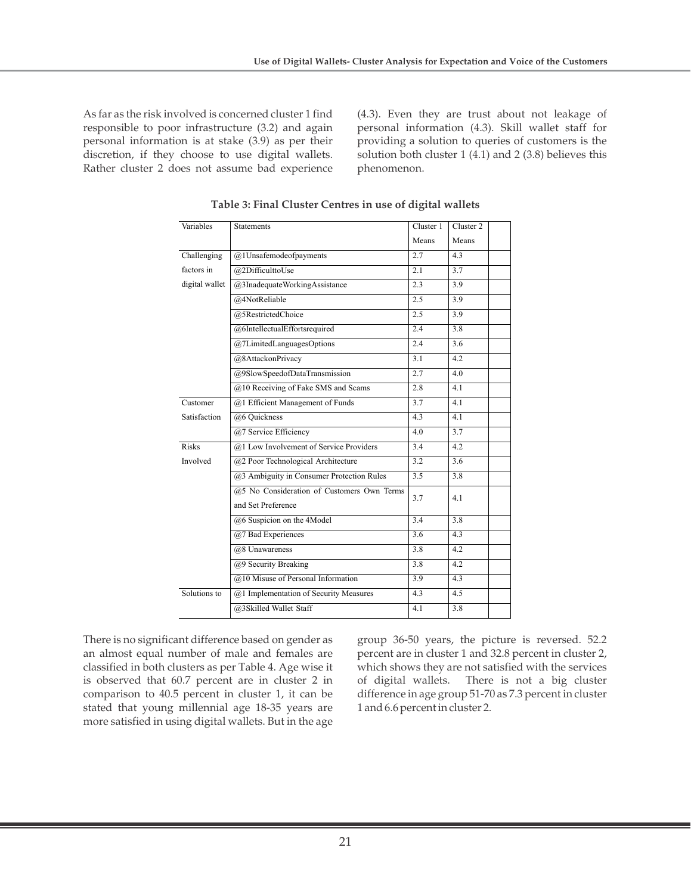As far as the risk involved is concerned cluster 1 find responsible to poor infrastructure (3.2) and again personal information is at stake (3.9) as per their discretion, if they choose to use digital wallets. Rather cluster 2 does not assume bad experience (4.3). Even they are trust about not leakage of personal information (4.3). Skill wallet staff for providing a solution to queries of customers is the solution both cluster 1 (4.1) and 2 (3.8) believes this phenomenon.

**Table 3: Final Cluster Centres in use of digital wallets**

| Variables | Statements | Cluster 1 Means | Cluster 2 Means | |
|---|---|---|---|---|
| Challenging factors in digital wallet | @1Unsafemodeofpayments | 2.7 | 4.3 | |
| | @2DifficulttoUse | 2.1 | 3.7 | |
| | @3InadequateWorkingAssistance | 2.3 | 3.9 | |
| | @4NotReliable | 2.5 | 3.9 | |
| | @5RestrictedChoice | 2.5 | 3.9 | |
| | @6IntellectualEffortsrequired | 2.4 | 3.8 | |
| | @7LimitedLanguagesOptions | 2.4 | 3.6 | |
| | @8AttackonPrivacy | 3.1 | 4.2 | |
| | @9SlowSpeedofDataTransmission | 2.7 | 4.0 | |
| | @10 Receiving of Fake SMS and Scams | 2.8 | 4.1 | |
| Customer Satisfaction | @1 Efficient Management of Funds | 3.7 | 4.1 | |
| | @6 Quickness | 4.3 | 4.1 | |
| | @7 Service Efficiency | 4.0 | 3.7 | |
| Risks Involved | @1 Low Involvement of Service Providers | 3.4 | 4.2 | |
| | @2 Poor Technological Architecture | 3.2 | 3.6 | |
| | @3 Ambiguity in Consumer Protection Rules | 3.5 | 3.8 | |
| | @5 No Consideration of Customers Own Terms and Set Preference | 3.7 | 4.1 | |
| | @6 Suspicion on the 4Model | 3.4 | 3.8 | |
| | @7 Bad Experiences | 3.6 | 4.3 | |
| | @8 Unawareness | 3.8 | 4.2 | |
| | @9 Security Breaking | 3.8 | 4.2 | |
| | @10 Misuse of Personal Information | 3.9 | 4.3 | |
| Solutions to | @1 Implementation of Security Measures | 4.3 | 4.5 | |
| | @3Skilled Wallet Staff | 4.1 | 3.8 | |

There is no significant difference based on gender as an almost equal number of male and females are classified in both clusters as per Table 4. Age wise it is observed that 60.7 percent are in cluster 2 in comparison to 40.5 percent in cluster 1, it can be stated that young millennial age 18-35 years are more satisfied in using digital wallets. But in the age group 36-50 years, the picture is reversed. 52.2 percent are in cluster 1 and 32.8 percent in cluster 2, which shows they are not satisfied with the services of digital wallets. There is not a big cluster difference in age group 51-70 as 7.3 percent in cluster 1 and 6.6 percent in cluster 2.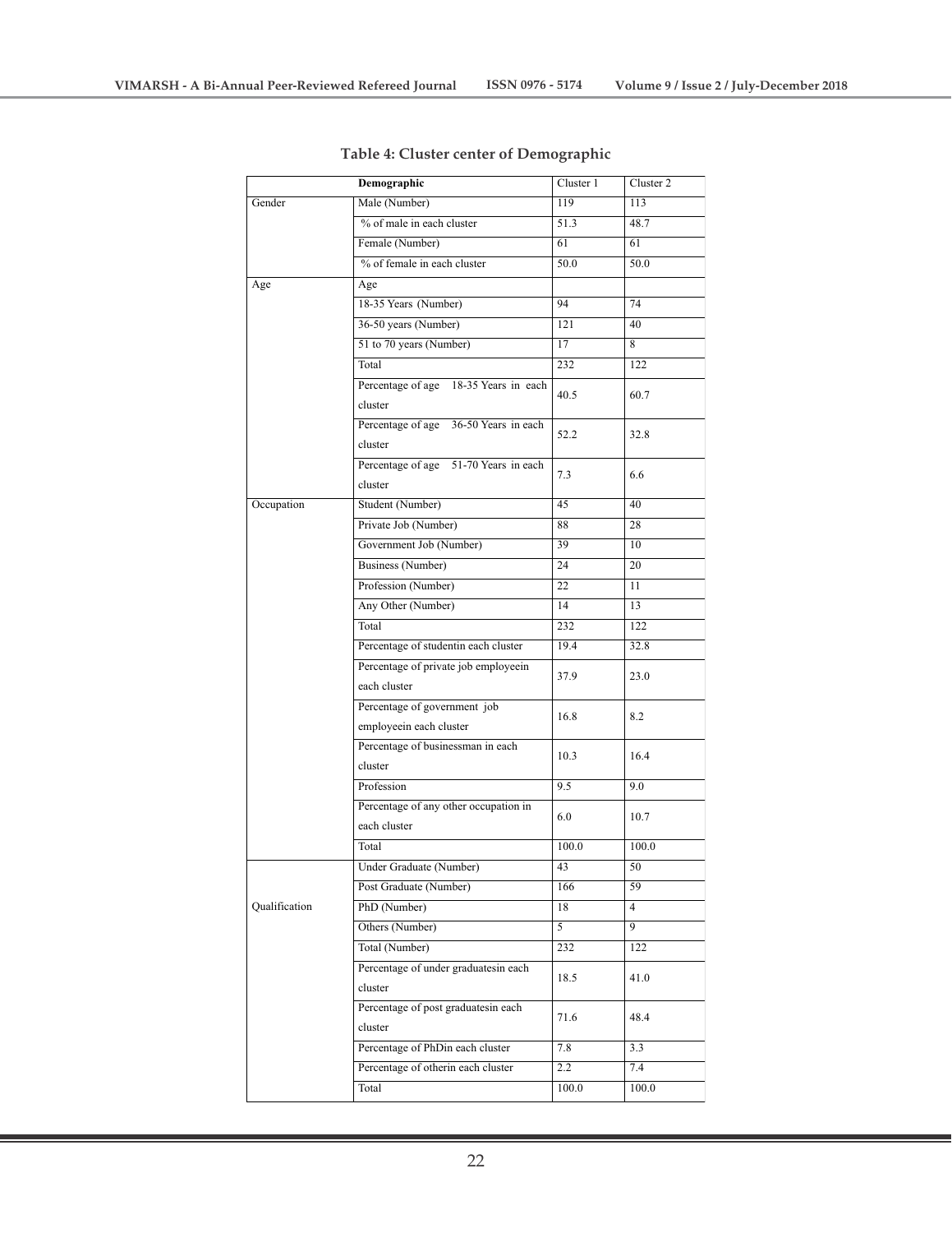**Table 4: Cluster center of Demographic**

| Demographic | | Cluster 1 | Cluster 2 |
|---|---|---|---|
| Gender | Male (Number) | 119 | 113 |
| | % of male in each cluster | 51.3 | 48.7 |
| | Female (Number) | 61 | 61 |
| | % of female in each cluster | 50.0 | 50.0 |
| Age | Age | | |
| | 18-35 Years (Number) | 94 | 74 |
| | 36-50 years (Number) | 121 | 40 |
| | 51 to 70 years (Number) | 17 | 8 |
| | Total | 232 | 122 |
| | Percentage of age 18-35 Years in each cluster | 40.5 | 60.7 |
| | Percentage of age 36-50 Years in each cluster | 52.2 | 32.8 |
| | Percentage of age 51-70 Years in each cluster | 7.3 | 6.6 |
| Occupation | Student (Number) | 45 | 40 |
| | Private Job (Number) | 88 | 28 |
| | Government Job (Number) | 39 | 10 |
| | Business (Number) | 24 | 20 |
| | Profession (Number) | 22 | 11 |
| | Any Other (Number) | 14 | 13 |
| | Total | 232 | 122 |
| | Percentage of studentin each cluster | 19.4 | 32.8 |
| | Percentage of private job employeein each cluster | 37.9 | 23.0 |
| | Percentage of government job employeein each cluster | 16.8 | 8.2 |
| | Percentage of businessman in each cluster | 10.3 | 16.4 |
| | Profession | 9.5 | 9.0 |
| | Percentage of any other occupation in each cluster | 6.0 | 10.7 |
| | Total | 100.0 | 100.0 |
| Qualification | Under Graduate (Number) | 43 | 50 |
| | Post Graduate (Number) | 166 | 59 |
| | PhD (Number) | 18 | 4 |
| | Others (Number) | 5 | 9 |
| | Total (Number) | 232 | 122 |
| | Percentage of under graduatesin each cluster | 18.5 | 41.0 |
| | Percentage of post graduatesin each cluster | 71.6 | 48.4 |
| | Percentage of PhDin each cluster | 7.8 | 3.3 |
| | Percentage of otherin each cluster | 2.2 | 7.4 |
| | Total | 100.0 | 100.0 |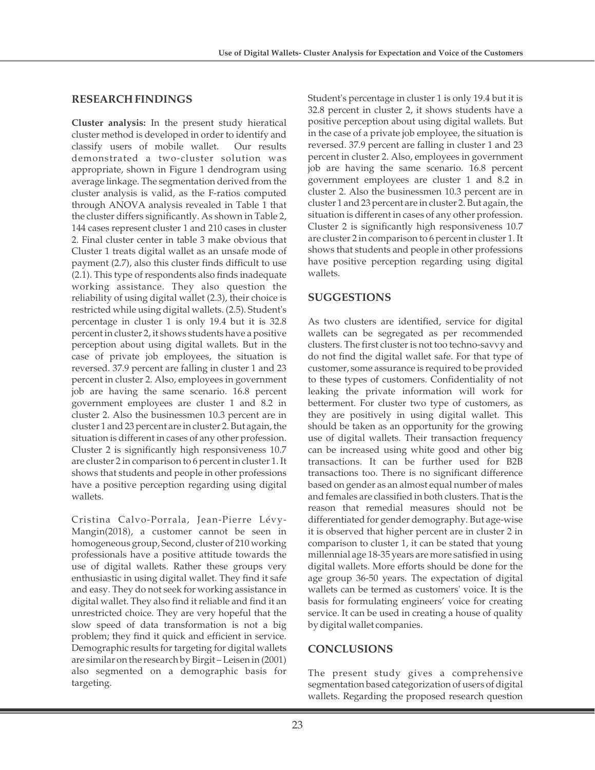## RESEARCH FINDINGS

**Cluster analysis:** In the present study hieratical cluster method is developed in order to identify and classify users of mobile wallet. Our results demonstrated a two-cluster solution was appropriate, shown in Figure 1 dendrogram using average linkage. The segmentation derived from the cluster analysis is valid, as the F-ratios computed through ANOVA analysis revealed in Table 1 that the cluster differs significantly. As shown in Table 2, 144 cases represent cluster 1 and 210 cases in cluster 2. Final cluster center in table 3 make obvious that Cluster 1 treats digital wallet as an unsafe mode of payment (2.7), also this cluster finds difficult to use (2.1). This type of respondents also finds inadequate working assistance. They also question the reliability of using digital wallet (2.3), their choice is restricted while using digital wallets. (2.5). Student's percentage in cluster 1 is only 19.4 but it is 32.8 percent in cluster 2, it shows students have a positive perception about using digital wallets. But in the case of private job employees, the situation is reversed. 37.9 percent are falling in cluster 1 and 23 percent in cluster 2. Also, employees in government job are having the same scenario. 16.8 percent government employees are cluster 1 and 8.2 in cluster 2. Also the businessmen 10.3 percent are in cluster 1 and 23 percent are in cluster 2. But again, the situation is different in cases of any other profession. Cluster 2 is significantly high responsiveness 10.7 are cluster 2 in comparison to 6 percent in cluster 1. It shows that students and people in other professions have a positive perception regarding using digital wallets.

Cristina Calvo-Porrala, Jean-Pierre Lévy-Mangin(2018), a customer cannot be seen in homogeneous group, Second, cluster of 210 working professionals have a positive attitude towards the use of digital wallets. Rather these groups very enthusiastic in using digital wallet. They find it safe and easy. They do not seek for working assistance in digital wallet. They also find it reliable and find it an unrestricted choice. They are very hopeful that the slow speed of data transformation is not a big problem; they find it quick and efficient in service. Demographic results for targeting for digital wallets are similar on the research by Birgit – Leisen in (2001) also segmented on a demographic basis for targeting.

Student's percentage in cluster 1 is only 19.4 but it is 32.8 percent in cluster 2, it shows students have a positive perception about using digital wallets. But in the case of a private job employee, the situation is reversed. 37.9 percent are falling in cluster 1 and 23 percent in cluster 2. Also, employees in government job are having the same scenario. 16.8 percent government employees are cluster 1 and 8.2 in cluster 2. Also the businessmen 10.3 percent are in cluster 1 and 23 percent are in cluster 2. But again, the situation is different in cases of any other profession. Cluster 2 is significantly high responsiveness 10.7 are cluster 2 in comparison to 6 percent in cluster 1. It shows that students and people in other professions have positive perception regarding using digital wallets.

## SUGGESTIONS

As two clusters are identified, service for digital wallets can be segregated as per recommended clusters. The first cluster is not too techno-savvy and do not find the digital wallet safe. For that type of customer, some assurance is required to be provided to these types of customers. Confidentiality of not leaking the private information will work for betterment. For cluster two type of customers, as they are positively in using digital wallet. This should be taken as an opportunity for the growing use of digital wallets. Their transaction frequency can be increased using white good and other big transactions. It can be further used for B2B transactions too. There is no significant difference based on gender as an almost equal number of males and females are classified in both clusters. That is the reason that remedial measures should not be differentiated for gender demography. But age-wise it is observed that higher percent are in cluster 2 in comparison to cluster 1, it can be stated that young millennial age 18-35 years are more satisfied in using digital wallets. More efforts should be done for the age group 36-50 years. The expectation of digital wallets can be termed as customers' voice. It is the basis for formulating engineers' voice for creating service. It can be used in creating a house of quality by digital wallet companies.

## CONCLUSIONS

The present study gives a comprehensive segmentation based categorization of users of digital wallets. Regarding the proposed research question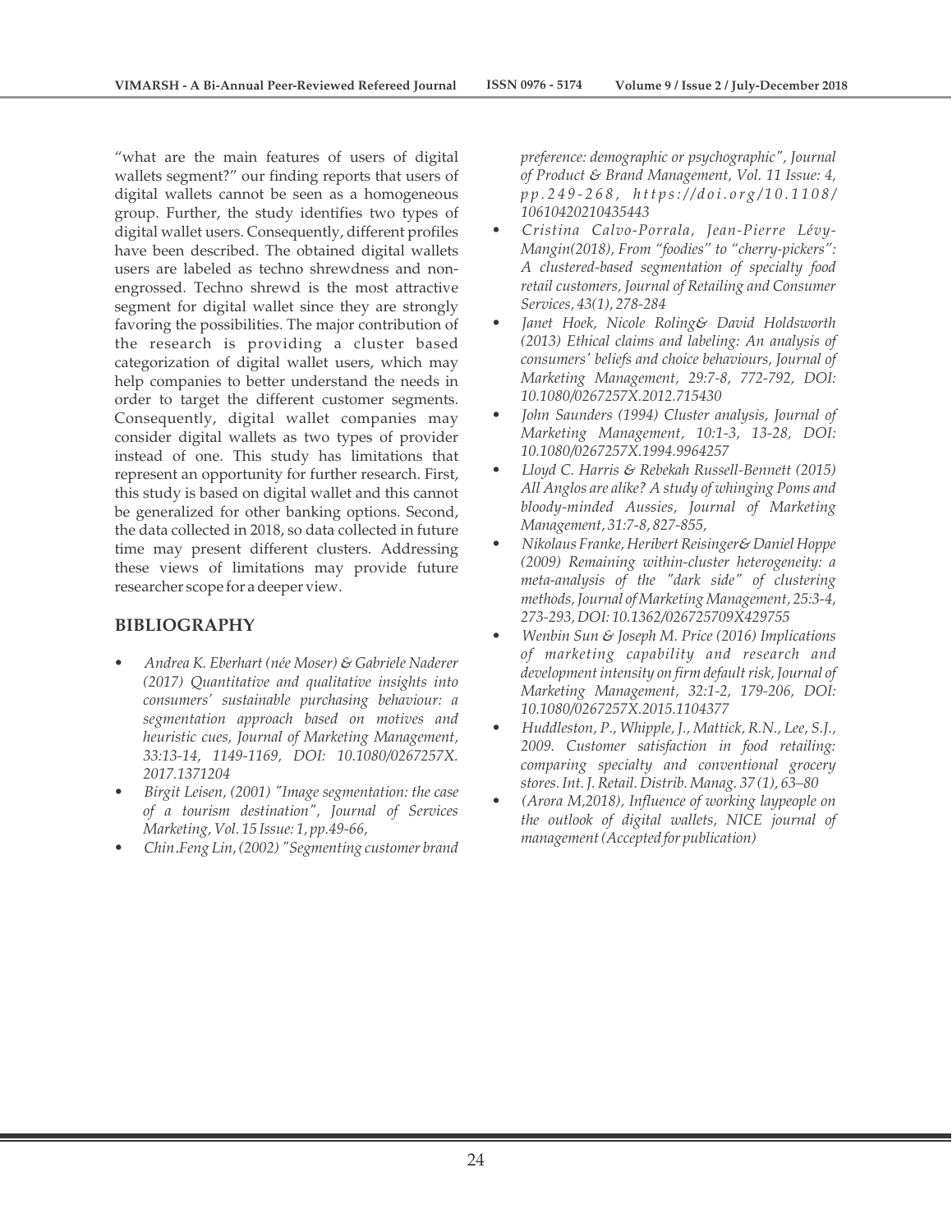"what are the main features of users of digital wallets segment?" our finding reports that users of digital wallets cannot be seen as a homogeneous group. Further, the study identifies two types of digital wallet users. Consequently, different profiles have been described. The obtained digital wallets users are labeled as techno shrewdness and non-engrossed. Techno shrewd is the most attractive segment for digital wallet since they are strongly favoring the possibilities. The major contribution of the research is providing a cluster based categorization of digital wallet users, which may help companies to better understand the needs in order to target the different customer segments. Consequently, digital wallet companies may consider digital wallets as two types of provider instead of one. This study has limitations that represent an opportunity for further research. First, this study is based on digital wallet and this cannot be generalized for other banking options. Second, the data collected in 2018, so data collected in future time may present different clusters. Addressing these views of limitations may provide future researcher scope for a deeper view.

## BIBLIOGRAPHY

- *Andrea K. Eberhart (née Moser) & Gabriele Naderer (2017) Quantitative and qualitative insights into consumers' sustainable purchasing behaviour: a segmentation approach based on motives and heuristic cues, Journal of Marketing Management, 33:13-14, 1149-1169, DOI: 10.1080/0267257X. 2017.1371204*
- *Birgit Leisen, (2001) "Image segmentation: the case of a tourism destination", Journal of Services Marketing, Vol. 15 Issue: 1, pp.49-66,*
- *Chin.Feng Lin, (2002) "Segmenting customer brand preference: demographic or psychographic", Journal of Product & Brand Management, Vol. 11 Issue: 4, pp.249-268, https://doi.org/10.1108/ 10610420210435443*
- *Cristina Calvo-Porrala, Jean-Pierre Lévy-Mangin(2018), From "foodies" to "cherry-pickers": A clustered-based segmentation of specialty food retail customers, Journal of Retailing and Consumer Services, 43(1), 278-284*
- *Janet Hoek, Nicole Roling& David Holdsworth (2013) Ethical claims and labeling: An analysis of consumers' beliefs and choice behaviours, Journal of Marketing Management, 29:7-8, 772-792, DOI: 10.1080/0267257X.2012.715430*
- *John Saunders (1994) Cluster analysis, Journal of Marketing Management, 10:1-3, 13-28, DOI: 10.1080/0267257X.1994.9964257*
- *Lloyd C. Harris & Rebekah Russell-Bennett (2015) All Anglos are alike? A study of whinging Poms and bloody-minded Aussies, Journal of Marketing Management, 31:7-8, 827-855,*
- *Nikolaus Franke, Heribert Reisinger& Daniel Hoppe (2009) Remaining within-cluster heterogeneity: a meta-analysis of the "dark side" of clustering methods, Journal of Marketing Management, 25:3-4, 273-293, DOI: 10.1362/026725709X429755*
- *Wenbin Sun & Joseph M. Price (2016) Implications of marketing capability and research and development intensity on firm default risk, Journal of Marketing Management, 32:1-2, 179-206, DOI: 10.1080/0267257X.2015.1104377*
- *Huddleston, P., Whipple, J., Mattick, R.N., Lee, S.J., 2009. Customer satisfaction in food retailing: comparing specialty and conventional grocery stores. Int. J. Retail. Distrib. Manag. 37 (1), 63–80*
- *(Arora M,2018), Influence of working laypeople on the outlook of digital wallets, NICE journal of management (Accepted for publication)*